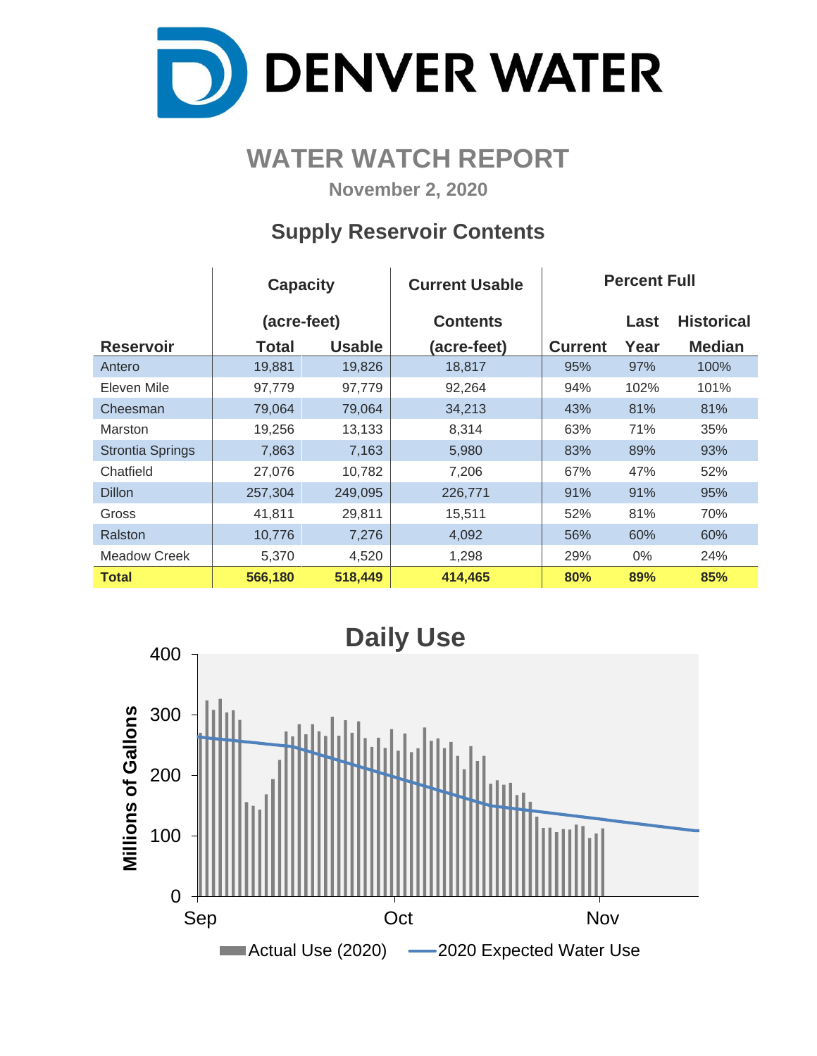# DENVER WATER

## WATER WATCH REPORT

**November 2, 2020**

### Supply Reservoir Contents

| Reservoir | Capacity (acre-feet) Total | Capacity (acre-feet) Usable | Current Usable Contents (acre-feet) | Percent Full Current | Percent Full Last Year | Percent Full Historical Median |
|---|---|---|---|---|---|---|
| Antero | 19,881 | 19,826 | 18,817 | 95% | 97% | 100% |
| Eleven Mile | 97,779 | 97,779 | 92,264 | 94% | 102% | 101% |
| Cheesman | 79,064 | 79,064 | 34,213 | 43% | 81% | 81% |
| Marston | 19,256 | 13,133 | 8,314 | 63% | 71% | 35% |
| Strontia Springs | 7,863 | 7,163 | 5,980 | 83% | 89% | 93% |
| Chatfield | 27,076 | 10,782 | 7,206 | 67% | 47% | 52% |
| Dillon | 257,304 | 249,095 | 226,771 | 91% | 91% | 95% |
| Gross | 41,811 | 29,811 | 15,511 | 52% | 81% | 70% |
| Ralston | 10,776 | 7,276 | 4,092 | 56% | 60% | 60% |
| Meadow Creek | 5,370 | 4,520 | 1,298 | 29% | 0% | 24% |
| **Total** | **566,180** | **518,449** | **414,465** | **80%** | **89%** | **85%** |

### Daily Use

Millions of Gallons (0–400), Sep – Nov

Actual Use (2020) — 2020 Expected Water Use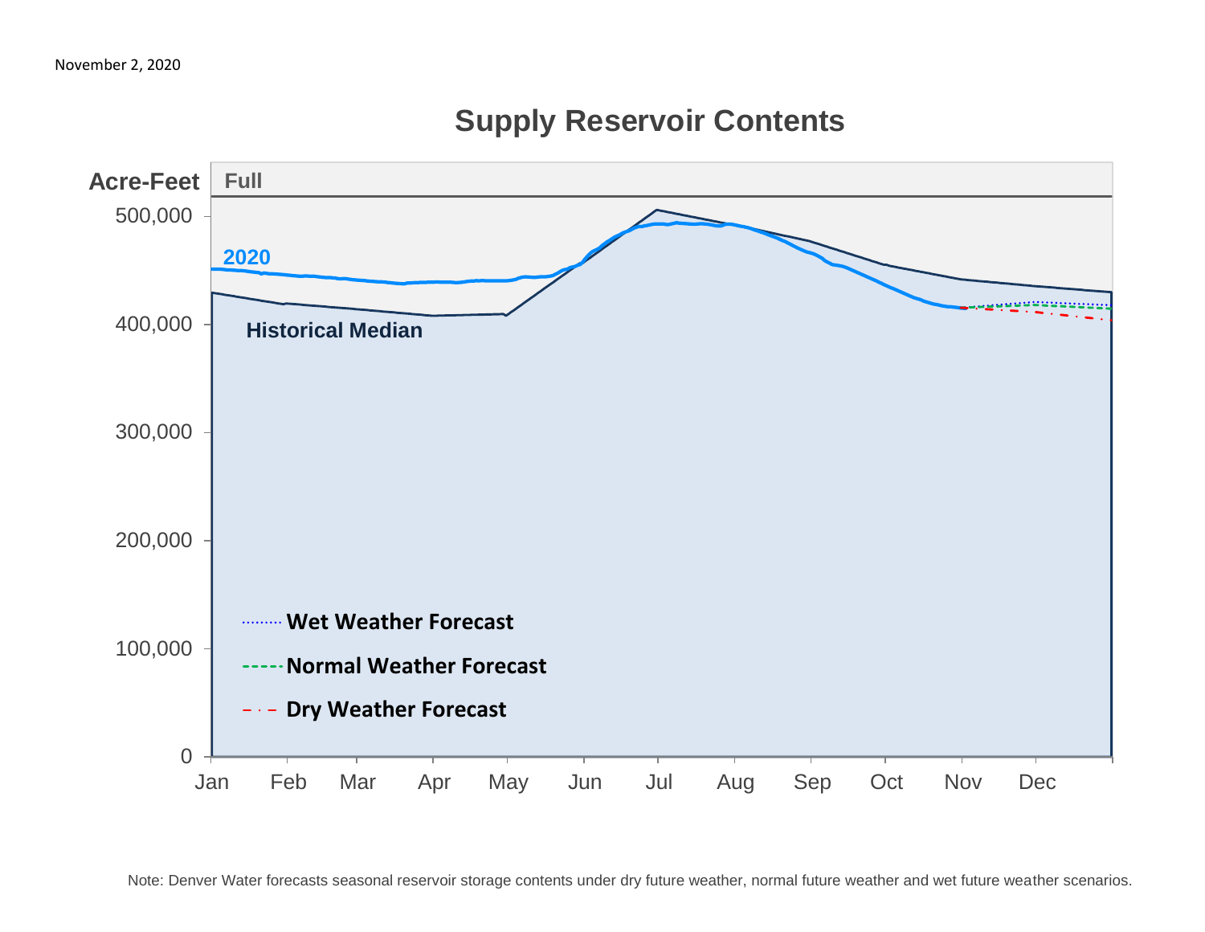November 2, 2020

## Supply Reservoir Contents

Acre-Feet

Full

500,000
400,000
300,000
200,000
100,000
0

2020

Historical Median

Wet Weather Forecast

Normal Weather Forecast

Dry Weather Forecast

Jan Feb Mar Apr May Jun Jul Aug Sep Oct Nov Dec

Note: Denver Water forecasts seasonal reservoir storage contents under dry future weather, normal future weather and wet future weather scenarios.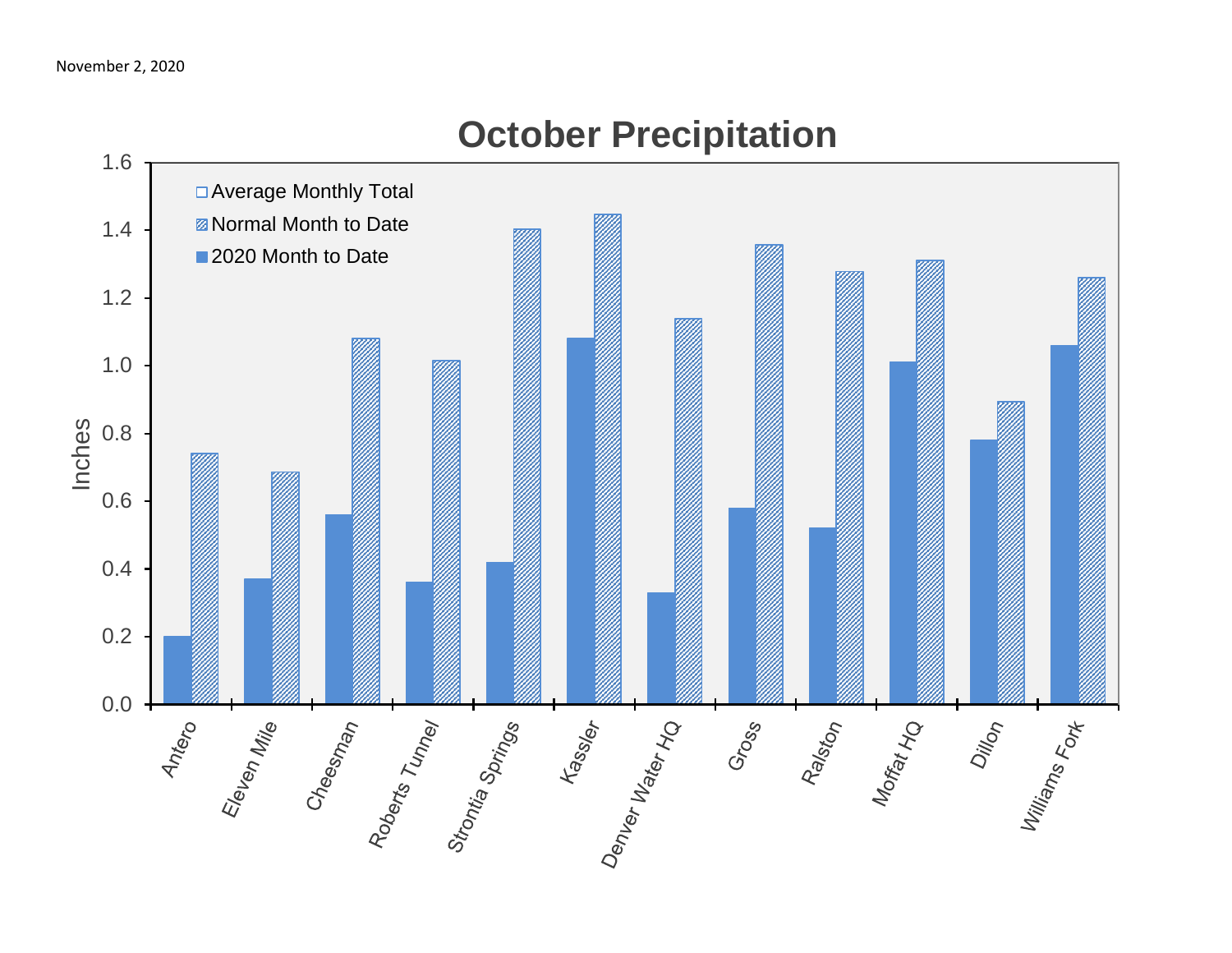November 2, 2020

# October Precipitation

| Station | 2020 Month to Date | Normal Month to Date |
|---|---|---|
| Antero | 0.20 | 0.74 |
| Eleven Mile | 0.37 | 0.69 |
| Cheesman | 0.56 | 1.08 |
| Roberts Tunnel | 0.36 | 1.02 |
| Strontia Springs | 0.42 | 1.40 |
| Kassler | 1.08 | 1.45 |
| Denver Water HQ | 0.33 | 1.14 |
| Gross | 0.58 | 1.36 |
| Ralston | 0.52 | 1.28 |
| Moffat HQ | 1.01 | 1.31 |
| Dillon | 0.78 | 0.89 |
| Williams Fork | 1.06 | 1.26 |

Legend: Average Monthly Total; Normal Month to Date; 2020 Month to Date

Y-axis: Inches (0.0–1.6)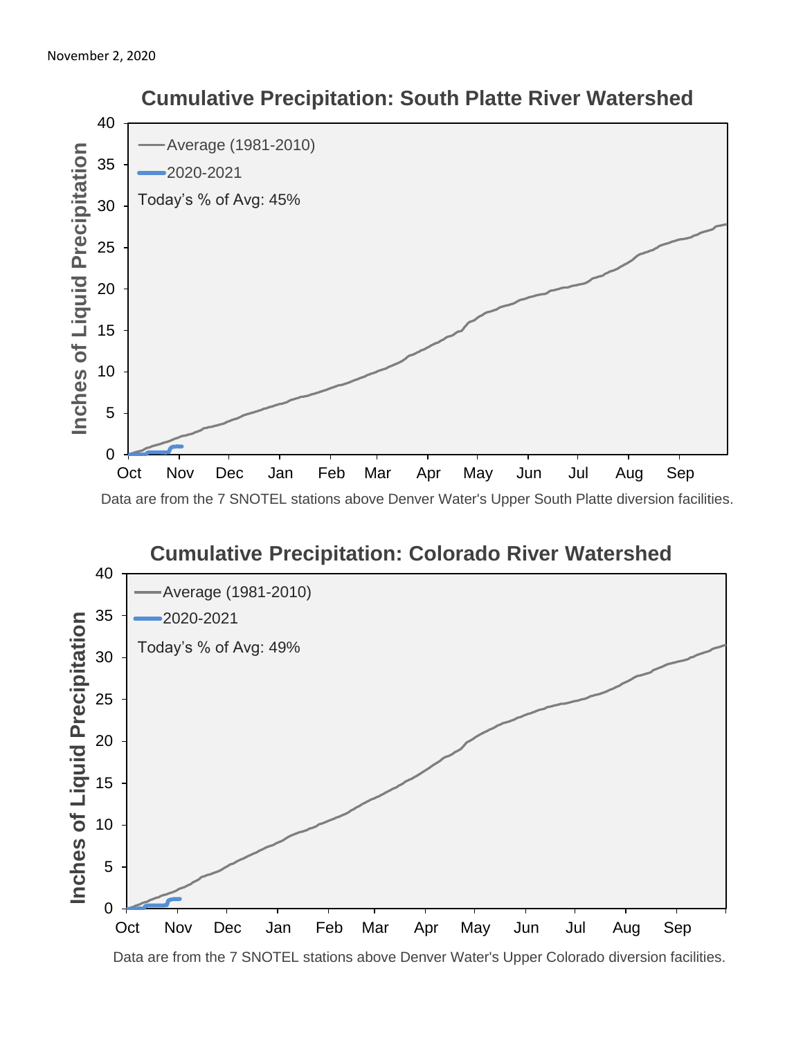November 2, 2020

## Cumulative Precipitation: South Platte River Watershed

Average (1981-2010)

2020-2021

Today's % of Avg: 45%

Inches of Liquid Precipitation

Oct Nov Dec Jan Feb Mar Apr May Jun Jul Aug Sep

Data are from the 7 SNOTEL stations above Denver Water's Upper South Platte diversion facilities.

## Cumulative Precipitation: Colorado River Watershed

Average (1981-2010)

2020-2021

Today's % of Avg: 49%

Inches of Liquid Precipitation

Oct Nov Dec Jan Feb Mar Apr May Jun Jul Aug Sep

Data are from the 7 SNOTEL stations above Denver Water's Upper Colorado diversion facilities.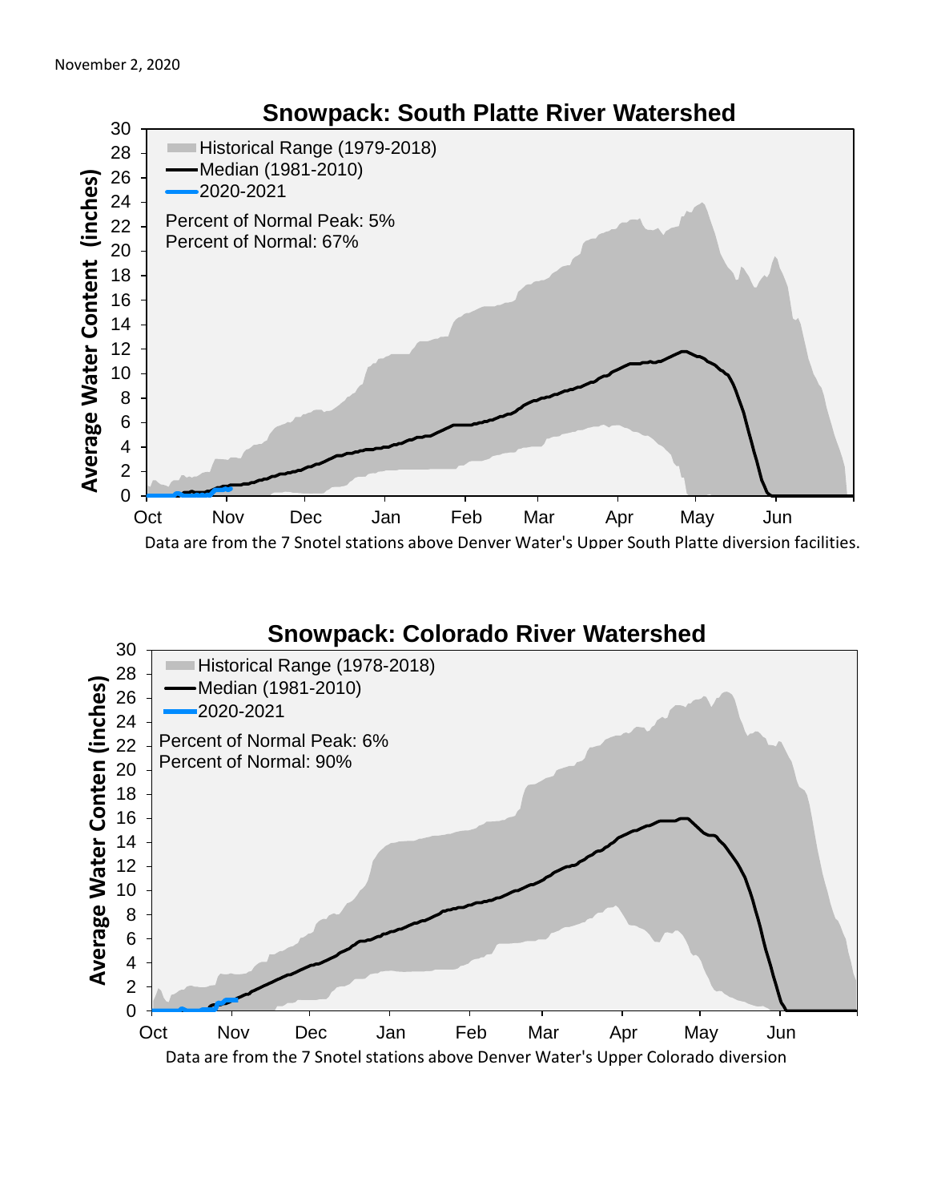November 2, 2020

## Snowpack: South Platte River Watershed

- Historical Range (1979-2018)
- Median (1981-2010)
- 2020-2021

Percent of Normal Peak: 5%
Percent of Normal: 67%

Average Water Content (inches)

Data are from the 7 Snotel stations above Denver Water's Upper South Platte diversion facilities.

## Snowpack: Colorado River Watershed

- Historical Range (1978-2018)
- Median (1981-2010)
- 2020-2021

Percent of Normal Peak: 6%
Percent of Normal: 90%

Average Water Conten (inches)

Data are from the 7 Snotel stations above Denver Water's Upper Colorado diversion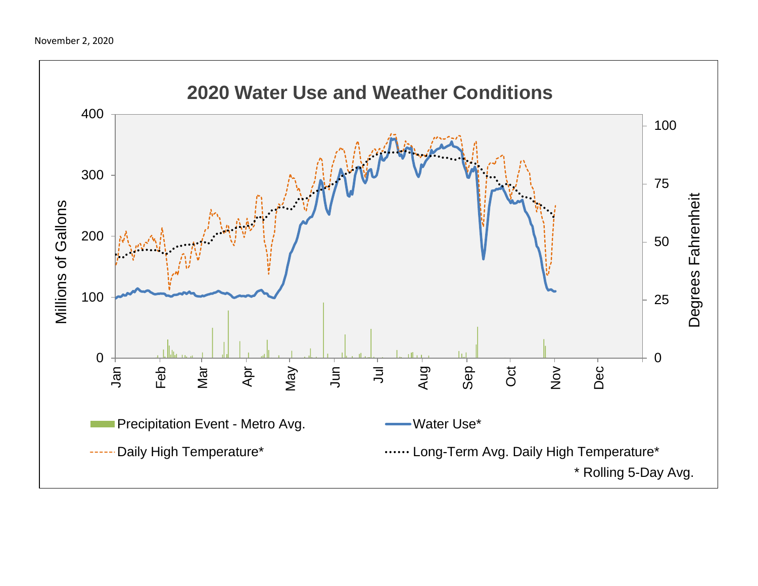November 2, 2020

## 2020 Water Use and Weather Conditions

Millions of Gallons: 0, 100, 200, 300, 400

Degrees Fahrenheit: 0, 25, 50, 75, 100

Jan, Feb, Mar, Apr, May, Jun, Jul, Aug, Sep, Oct, Nov, Dec

Precipitation Event - Metro Avg.

Water Use*

Daily High Temperature*

Long-Term Avg. Daily High Temperature*

\* Rolling 5-Day Avg.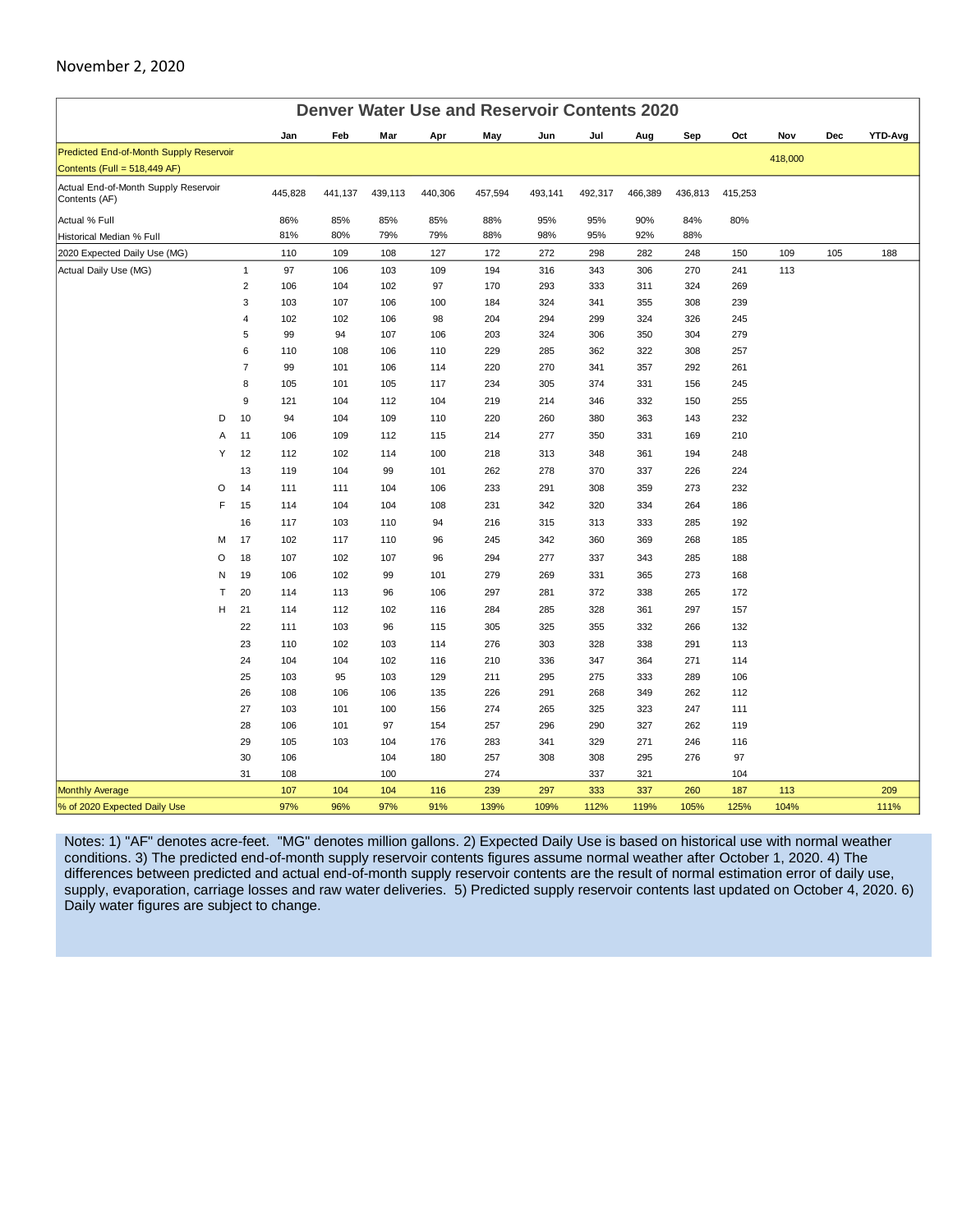November 2, 2020

## Denver Water Use and Reservoir Contents 2020

| | | Jan | Feb | Mar | Apr | May | Jun | Jul | Aug | Sep | Oct | Nov | Dec | YTD-Avg |
|---|---|---|---|---|---|---|---|---|---|---|---|---|---|---|
| Predicted End-of-Month Supply Reservoir Contents (Full = 518,449 AF) | | | | | | | | | | | | 418,000 | | |
| Actual End-of-Month Supply Reservoir Contents (AF) | | 445,828 | 441,137 | 439,113 | 440,306 | 457,594 | 493,141 | 492,317 | 466,389 | 436,813 | 415,253 | | | |
| Actual % Full | | 86% | 85% | 85% | 85% | 88% | 95% | 95% | 90% | 84% | 80% | | | |
| Historical Median % Full | | 81% | 80% | 79% | 79% | 88% | 98% | 95% | 92% | 88% | | | | |
| 2020 Expected Daily Use (MG) | | 110 | 109 | 108 | 127 | 172 | 272 | 298 | 282 | 248 | 150 | 109 | 105 | 188 |
| Actual Daily Use (MG) | 1 | 97 | 106 | 103 | 109 | 194 | 316 | 343 | 306 | 270 | 241 | 113 | | |
| | 2 | 106 | 104 | 102 | 97 | 170 | 293 | 333 | 311 | 324 | 269 | | | |
| | 3 | 103 | 107 | 106 | 100 | 184 | 324 | 341 | 355 | 308 | 239 | | | |
| | 4 | 102 | 102 | 106 | 98 | 204 | 294 | 299 | 324 | 326 | 245 | | | |
| | 5 | 99 | 94 | 107 | 106 | 203 | 324 | 306 | 350 | 304 | 279 | | | |
| | 6 | 110 | 108 | 106 | 110 | 229 | 285 | 362 | 322 | 308 | 257 | | | |
| | 7 | 99 | 101 | 106 | 114 | 220 | 270 | 341 | 357 | 292 | 261 | | | |
| | 8 | 105 | 101 | 105 | 117 | 234 | 305 | 374 | 331 | 156 | 245 | | | |
| | 9 | 121 | 104 | 112 | 104 | 219 | 214 | 346 | 332 | 150 | 255 | | | |
| D | 10 | 94 | 104 | 109 | 110 | 220 | 260 | 380 | 363 | 143 | 232 | | | |
| A | 11 | 106 | 109 | 112 | 115 | 214 | 277 | 350 | 331 | 169 | 210 | | | |
| Y | 12 | 112 | 102 | 114 | 100 | 218 | 313 | 348 | 361 | 194 | 248 | | | |
| | 13 | 119 | 104 | 99 | 101 | 262 | 278 | 370 | 337 | 226 | 224 | | | |
| O | 14 | 111 | 111 | 104 | 106 | 233 | 291 | 308 | 359 | 273 | 232 | | | |
| F | 15 | 114 | 104 | 104 | 108 | 231 | 342 | 320 | 334 | 264 | 186 | | | |
| | 16 | 117 | 103 | 110 | 94 | 216 | 315 | 313 | 333 | 285 | 192 | | | |
| M | 17 | 102 | 117 | 110 | 96 | 245 | 342 | 360 | 369 | 268 | 185 | | | |
| O | 18 | 107 | 102 | 107 | 96 | 294 | 277 | 337 | 343 | 285 | 188 | | | |
| N | 19 | 106 | 102 | 99 | 101 | 279 | 269 | 331 | 365 | 273 | 168 | | | |
| T | 20 | 114 | 113 | 96 | 106 | 297 | 281 | 372 | 338 | 265 | 172 | | | |
| H | 21 | 114 | 112 | 102 | 116 | 284 | 285 | 328 | 361 | 297 | 157 | | | |
| | 22 | 111 | 103 | 96 | 115 | 305 | 325 | 355 | 332 | 266 | 132 | | | |
| | 23 | 110 | 102 | 103 | 114 | 276 | 303 | 328 | 338 | 291 | 113 | | | |
| | 24 | 104 | 104 | 102 | 116 | 210 | 336 | 347 | 364 | 271 | 114 | | | |
| | 25 | 103 | 95 | 103 | 129 | 211 | 295 | 275 | 333 | 289 | 106 | | | |
| | 26 | 108 | 106 | 106 | 135 | 226 | 291 | 268 | 349 | 262 | 112 | | | |
| | 27 | 103 | 101 | 100 | 156 | 274 | 265 | 325 | 323 | 247 | 111 | | | |
| | 28 | 106 | 101 | 97 | 154 | 257 | 296 | 290 | 327 | 262 | 119 | | | |
| | 29 | 105 | 103 | 104 | 176 | 283 | 341 | 329 | 271 | 246 | 116 | | | |
| | 30 | 106 | | 104 | 180 | 257 | 308 | 308 | 295 | 276 | 97 | | | |
| | 31 | 108 | | 100 | | 274 | | 337 | 321 | | 104 | | | |
| Monthly Average | | 107 | 104 | 104 | 116 | 239 | 297 | 333 | 337 | 260 | 187 | 113 | | 209 |
| % of 2020 Expected Daily Use | | 97% | 96% | 97% | 91% | 139% | 109% | 112% | 119% | 105% | 125% | 104% | | 111% |

Notes: 1) "AF" denotes acre-feet. "MG" denotes million gallons. 2) Expected Daily Use is based on historical use with normal weather conditions. 3) The predicted end-of-month supply reservoir contents figures assume normal weather after October 1, 2020. 4) The differences between predicted and actual end-of-month supply reservoir contents are the result of normal estimation error of daily use, supply, evaporation, carriage losses and raw water deliveries. 5) Predicted supply reservoir contents last updated on October 4, 2020. 6) Daily water figures are subject to change.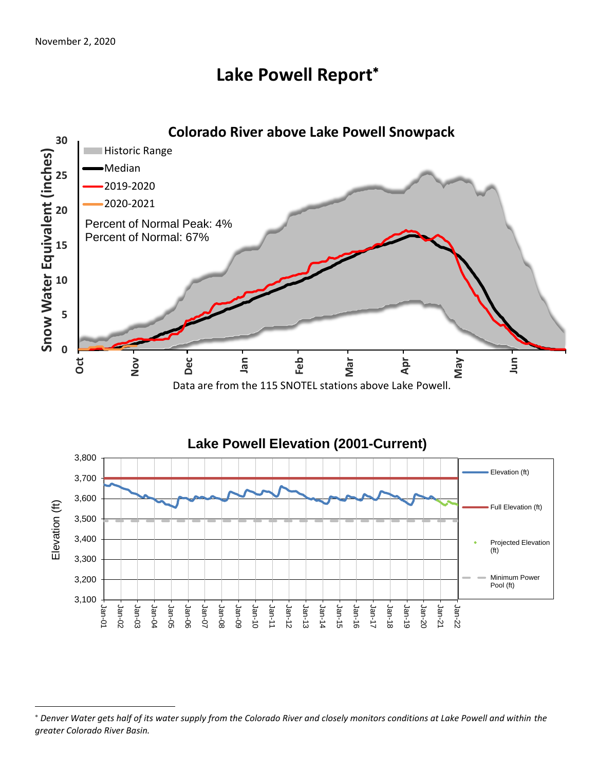November 2, 2020

# Lake Powell Report*

## Colorado River above Lake Powell Snowpack

Snow Water Equivalent (inches)

30
25
20
15
10
5
0

Historic Range
Median
2019-2020
2020-2021

Percent of Normal Peak: 4%
Percent of Normal: 67%

Oct Nov Dec Jan Feb Mar Apr May Jun

Data are from the 115 SNOTEL stations above Lake Powell.

## Lake Powell Elevation (2001-Current)

Elevation (ft)

3,800
3,700
3,600
3,500
3,400
3,300
3,200
3,100

Jan-01 Jan-02 Jan-03 Jan-04 Jan-05 Jan-06 Jan-07 Jan-08 Jan-09 Jan-10 Jan-11 Jan-12 Jan-13 Jan-14 Jan-15 Jan-16 Jan-17 Jan-18 Jan-19 Jan-20 Jan-21 Jan-22

Elevation (ft)
Full Elevation (ft)
Projected Elevation (ft)
Minimum Power Pool (ft)

---

* *Denver Water gets half of its water supply from the Colorado River and closely monitors conditions at Lake Powell and within the greater Colorado River Basin.*